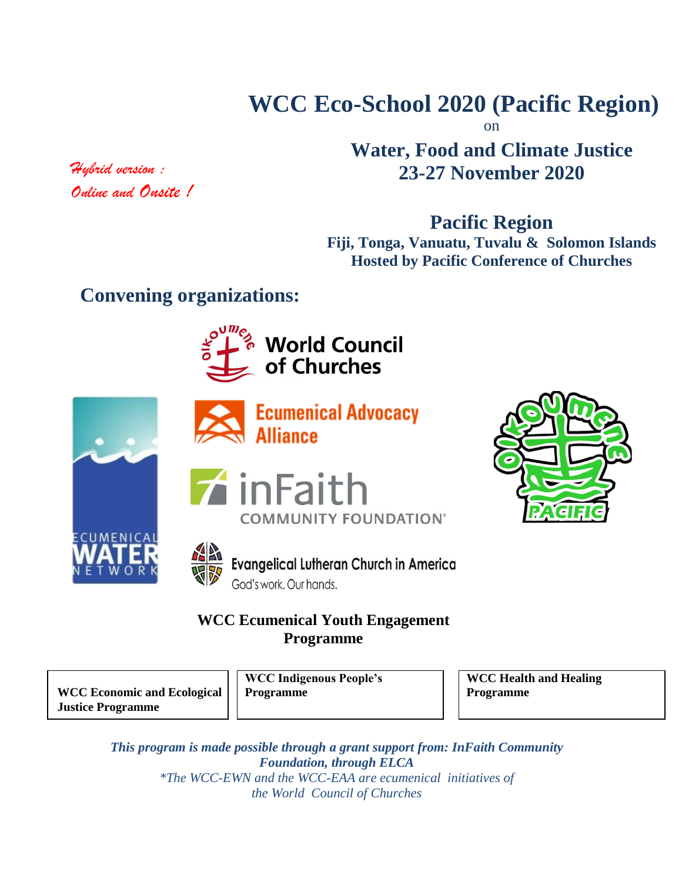# WCC Eco-School 2020 (Pacific Region)

on

## Water, Food and Climate Justice
## 23-27 November 2020

*Hybrid version :*
*Online and Onsite !*

## Pacific Region

**Fiji, Tonga, Vanuatu, Tuvalu & Solomon Islands**
**Hosted by Pacific Conference of Churches**

## Convening organizations:

World Council of Churches

Ecumenical Advocacy Alliance

inFaith COMMUNITY FOUNDATION®

Evangelical Lutheran Church in America
God's work. Our hands.

ECUMENICAL WATER NETWORK

OIKOUMENE PACIFIC

**WCC Ecumenical Youth Engagement Programme**

**WCC Economic and Ecological Justice Programme**

**WCC Indigenous People's Programme**

**WCC Health and Healing Programme**

***This program is made possible through a grant support from: InFaith Community Foundation, through ELCA***

*\*The WCC-EWN and the WCC-EAA are ecumenical initiatives of the World Council of Churches*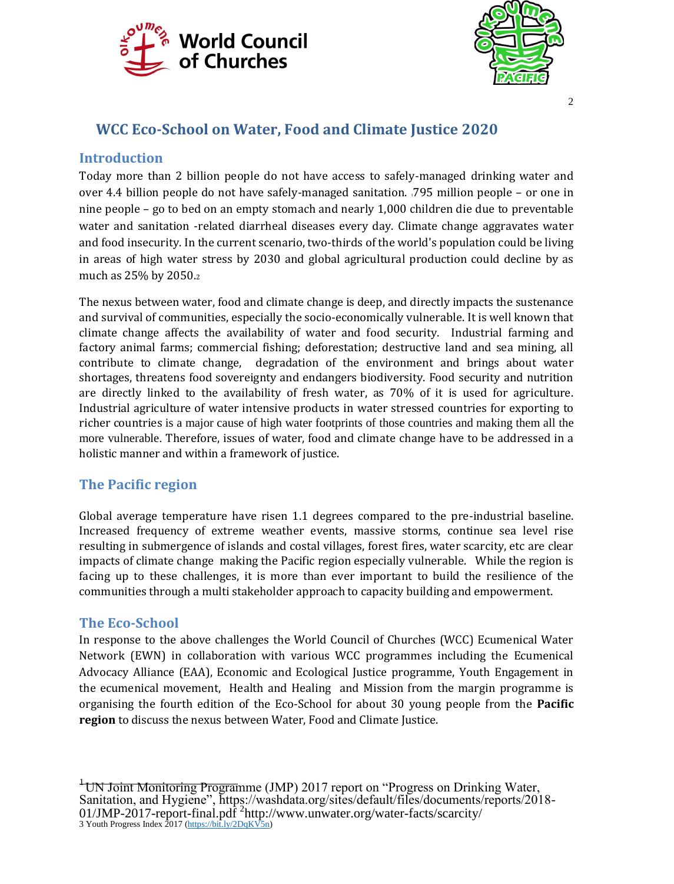# WCC Eco-School on Water, Food and Climate Justice 2020

## Introduction

Today more than 2 billion people do not have access to safely-managed drinking water and over 4.4 billion people do not have safely-managed sanitation. .795 million people – or one in nine people – go to bed on an empty stomach and nearly 1,000 children die due to preventable water and sanitation -related diarrheal diseases every day. Climate change aggravates water and food insecurity. In the current scenario, two-thirds of the world's population could be living in areas of high water stress by 2030 and global agricultural production could decline by as much as 25% by 2050.[2]

The nexus between water, food and climate change is deep, and directly impacts the sustenance and survival of communities, especially the socio-economically vulnerable. It is well known that climate change affects the availability of water and food security. Industrial farming and factory animal farms; commercial fishing; deforestation; destructive land and sea mining, all contribute to climate change, degradation of the environment and brings about water shortages, threatens food sovereignty and endangers biodiversity. Food security and nutrition are directly linked to the availability of fresh water, as 70% of it is used for agriculture. Industrial agriculture of water intensive products in water stressed countries for exporting to richer countries is a major cause of high water footprints of those countries and making them all the more vulnerable. Therefore, issues of water, food and climate change have to be addressed in a holistic manner and within a framework of justice.

## The Pacific region

Global average temperature have risen 1.1 degrees compared to the pre-industrial baseline. Increased frequency of extreme weather events, massive storms, continue sea level rise resulting in submergence of islands and costal villages, forest fires, water scarcity, etc are clear impacts of climate change making the Pacific region especially vulnerable. While the region is facing up to these challenges, it is more than ever important to build the resilience of the communities through a multi stakeholder approach to capacity building and empowerment.

## The Eco-School

In response to the above challenges the World Council of Churches (WCC) Ecumenical Water Network (EWN) in collaboration with various WCC programmes including the Ecumenical Advocacy Alliance (EAA), Economic and Ecological Justice programme, Youth Engagement in the ecumenical movement, Health and Healing and Mission from the margin programme is organising the fourth edition of the Eco-School for about 30 young people from the **Pacific region** to discuss the nexus between Water, Food and Climate Justice.

---

[1] UN Joint Monitoring Programme (JMP) 2017 report on "Progress on Drinking Water, Sanitation, and Hygiene", https://washdata.org/sites/default/files/documents/reports/2018-01/JMP-2017-report-final.pdf [2] http://www.unwater.org/water-facts/scarcity/

3 Youth Progress Index 2017 (https://bit.ly/2DqKV5n)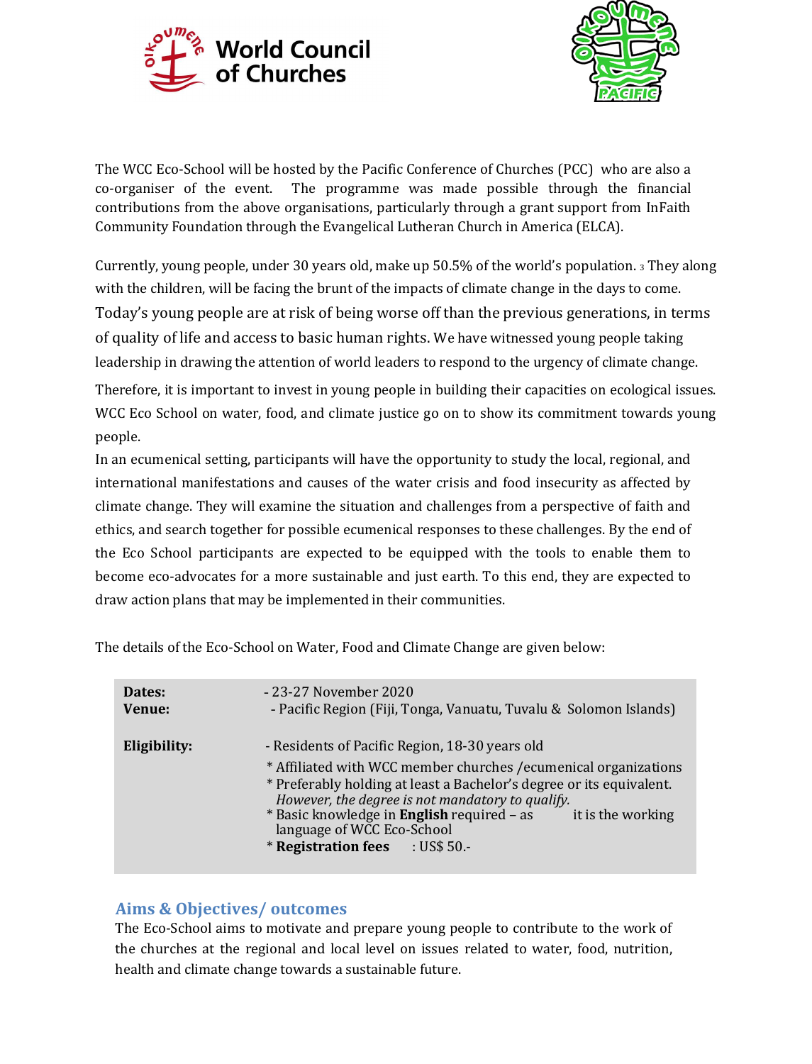The WCC Eco-School will be hosted by the Pacific Conference of Churches (PCC) who are also a co-organiser of the event. The programme was made possible through the financial contributions from the above organisations, particularly through a grant support from InFaith Community Foundation through the Evangelical Lutheran Church in America (ELCA).

Currently, young people, under 30 years old, make up 50.5% of the world's population. [3] They along with the children, will be facing the brunt of the impacts of climate change in the days to come. Today's young people are at risk of being worse off than the previous generations, in terms of quality of life and access to basic human rights. We have witnessed young people taking leadership in drawing the attention of world leaders to respond to the urgency of climate change.

Therefore, it is important to invest in young people in building their capacities on ecological issues. WCC Eco School on water, food, and climate justice go on to show its commitment towards young people.

In an ecumenical setting, participants will have the opportunity to study the local, regional, and international manifestations and causes of the water crisis and food insecurity as affected by climate change. They will examine the situation and challenges from a perspective of faith and ethics, and search together for possible ecumenical responses to these challenges. By the end of the Eco School participants are expected to be equipped with the tools to enable them to become eco-advocates for a more sustainable and just earth. To this end, they are expected to draw action plans that may be implemented in their communities.

The details of the Eco-School on Water, Food and Climate Change are given below:

| | |
|---|---|
| **Dates:** | - 23-27 November 2020 |
| **Venue:** | - Pacific Region (Fiji, Tonga, Vanuatu, Tuvalu & Solomon Islands) |
| **Eligibility:** | - Residents of Pacific Region, 18-30 years old<br>* Affiliated with WCC member churches /ecumenical organizations<br>* Preferably holding at least a Bachelor's degree or its equivalent. *However, the degree is not mandatory to qualify.*<br>* Basic knowledge in **English** required – as it is the working language of WCC Eco-School<br>* **Registration fees** : US$ 50.- |

## Aims & Objectives/ outcomes

The Eco-School aims to motivate and prepare young people to contribute to the work of the churches at the regional and local level on issues related to water, food, nutrition, health and climate change towards a sustainable future.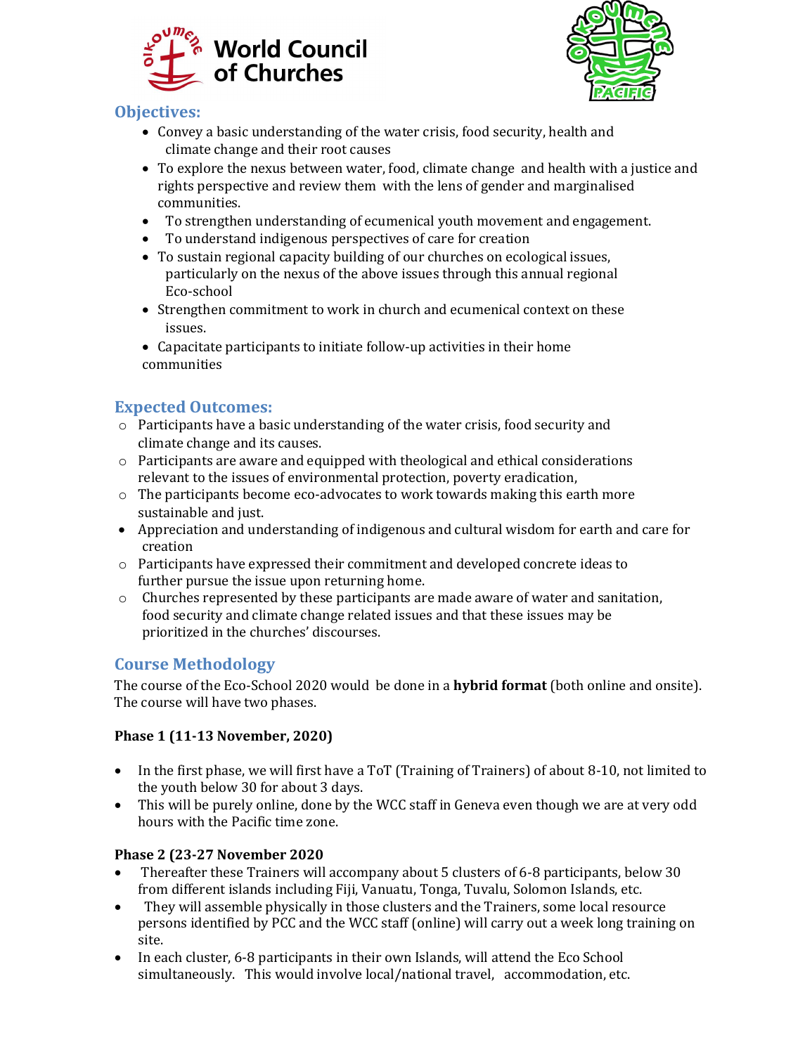World Council of Churches

## Objectives:

- Convey a basic understanding of the water crisis, food security, health and climate change and their root causes
- To explore the nexus between water, food, climate change and health with a justice and rights perspective and review them with the lens of gender and marginalised communities.
- To strengthen understanding of ecumenical youth movement and engagement.
- To understand indigenous perspectives of care for creation
- To sustain regional capacity building of our churches on ecological issues, particularly on the nexus of the above issues through this annual regional Eco-school
- Strengthen commitment to work in church and ecumenical context on these issues.
- Capacitate participants to initiate follow-up activities in their home communities

## Expected Outcomes:

- Participants have a basic understanding of the water crisis, food security and climate change and its causes.
- Participants are aware and equipped with theological and ethical considerations relevant to the issues of environmental protection, poverty eradication,
- The participants become eco-advocates to work towards making this earth more sustainable and just.
- Appreciation and understanding of indigenous and cultural wisdom for earth and care for creation
- Participants have expressed their commitment and developed concrete ideas to further pursue the issue upon returning home.
- Churches represented by these participants are made aware of water and sanitation, food security and climate change related issues and that these issues may be prioritized in the churches' discourses.

## Course Methodology

The course of the Eco-School 2020 would be done in a **hybrid format** (both online and onsite). The course will have two phases.

**Phase 1 (11-13 November, 2020)**

- In the first phase, we will first have a ToT (Training of Trainers) of about 8-10, not limited to the youth below 30 for about 3 days.
- This will be purely online, done by the WCC staff in Geneva even though we are at very odd hours with the Pacific time zone.

**Phase 2 (23-27 November 2020**

- Thereafter these Trainers will accompany about 5 clusters of 6-8 participants, below 30 from different islands including Fiji, Vanuatu, Tonga, Tuvalu, Solomon Islands, etc.
- They will assemble physically in those clusters and the Trainers, some local resource persons identified by PCC and the WCC staff (online) will carry out a week long training on site.
- In each cluster, 6-8 participants in their own Islands, will attend the Eco School simultaneously. This would involve local/national travel, accommodation, etc.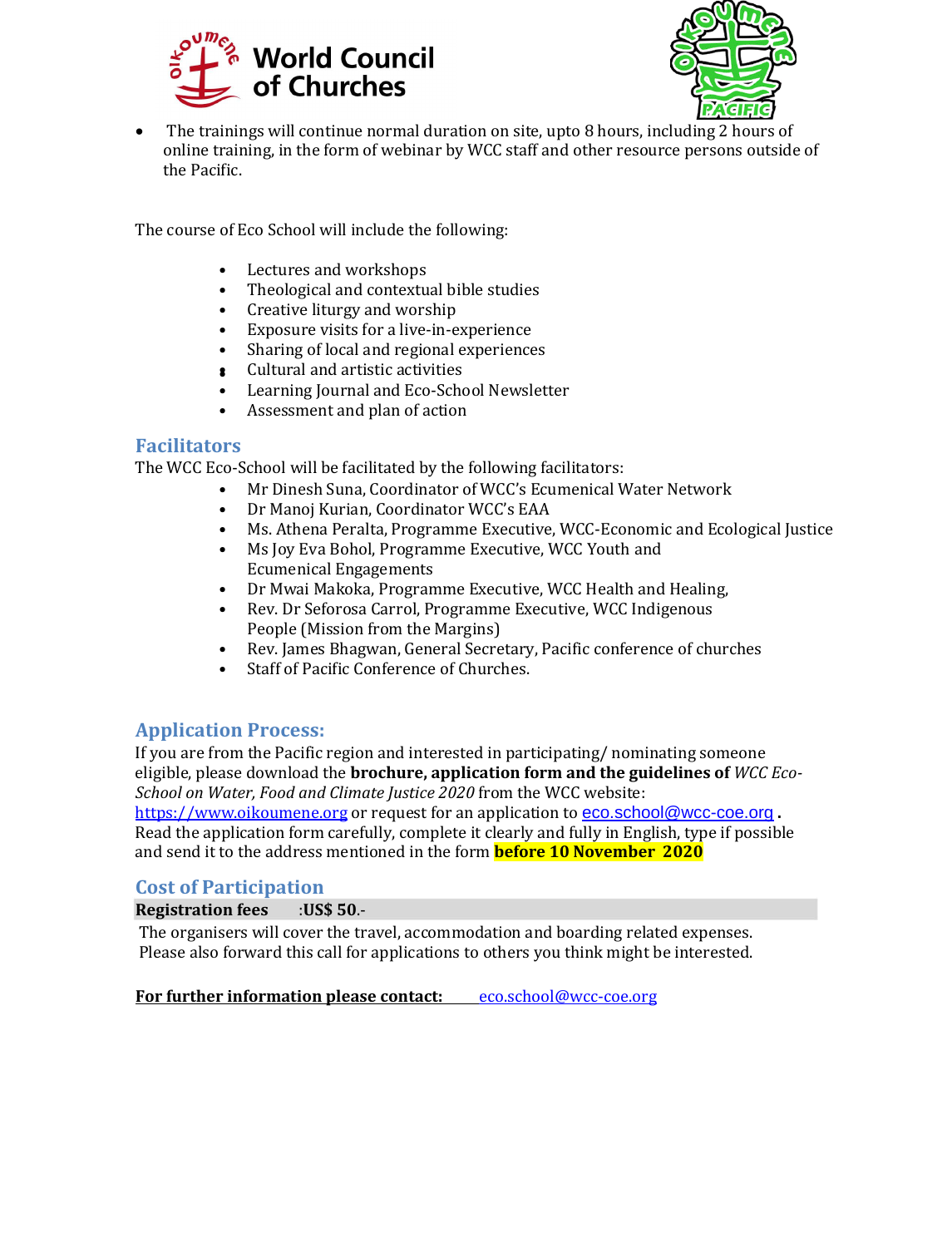- The trainings will continue normal duration on site, upto 8 hours, including 2 hours of online training, in the form of webinar by WCC staff and other resource persons outside of the Pacific.

The course of Eco School will include the following:

- Lectures and workshops
- Theological and contextual bible studies
- Creative liturgy and worship
- Exposure visits for a live-in-experience
- Sharing of local and regional experiences
- Cultural and artistic activities
- Learning Journal and Eco-School Newsletter
- Assessment and plan of action

## Facilitators

The WCC Eco-School will be facilitated by the following facilitators:

- Mr Dinesh Suna, Coordinator of WCC's Ecumenical Water Network
- Dr Manoj Kurian, Coordinator WCC's EAA
- Ms. Athena Peralta, Programme Executive, WCC-Economic and Ecological Justice
- Ms Joy Eva Bohol, Programme Executive, WCC Youth and Ecumenical Engagements
- Dr Mwai Makoka, Programme Executive, WCC Health and Healing,
- Rev. Dr Seforosa Carrol, Programme Executive, WCC Indigenous People (Mission from the Margins)
- Rev. James Bhagwan, General Secretary, Pacific conference of churches
- Staff of Pacific Conference of Churches.

## Application Process:

If you are from the Pacific region and interested in participating/ nominating someone eligible, please download the **brochure, application form and the guidelines of** *WCC Eco-School on Water, Food and Climate Justice 2020* from the WCC website: https://www.oikoumene.org or request for an application to eco.school@wcc-coe.org **.** Read the application form carefully, complete it clearly and fully in English, type if possible and send it to the address mentioned in the form **before 10 November 2020**

## Cost of Participation

**Registration fees** :**US$ 50**.-

The organisers will cover the travel, accommodation and boarding related expenses. Please also forward this call for applications to others you think might be interested.

**For further information please contact:** eco.school@wcc-coe.org